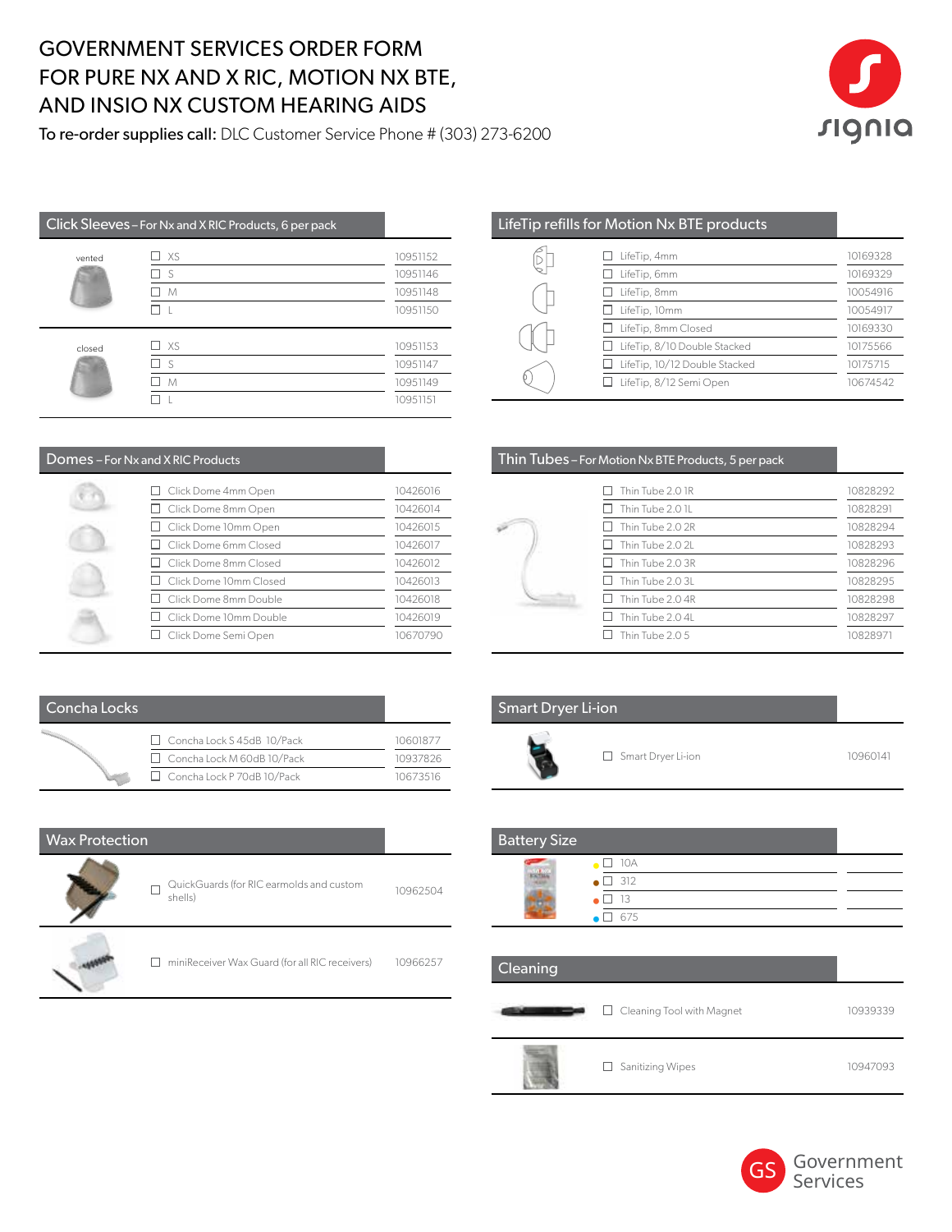# GOVERNMENT SERVICES ORDER FORM FOR PURE NX AND X RIC, MOTION NX BTE, AND INSIO NX CUSTOM HEARING AIDS

**To re-order supplies call:** DLC Customer Service Phone # (303) 273-6200

## Click Sleeves – For Nx and X RIC Products, 6 per pack

| Type | Item | Part No. |
|---|---|---|
| vented | ☐ XS | 10951152 |
| | ☐ S | 10951146 |
| | ☐ M | 10951148 |
| | ☐ L | 10951150 |
| closed | ☐ XS | 10951153 |
| | ☐ S | 10951147 |
| | ☐ M | 10951149 |
| | ☐ L | 10951151 |

## LifeTip refills for Motion Nx BTE products

| Item | Part No. |
|---|---|
| ☐ LifeTip, 4mm | 10169328 |
| ☐ LifeTip, 6mm | 10169329 |
| ☐ LifeTip, 8mm | 10054916 |
| ☐ LifeTip, 10mm | 10054917 |
| ☐ LifeTip, 8mm Closed | 10169330 |
| ☐ LifeTip, 8/10 Double Stacked | 10175566 |
| ☐ LifeTip, 10/12 Double Stacked | 10175715 |
| ☐ LifeTip, 8/12 Semi Open | 10674542 |

## Domes – For Nx and X RIC Products

| Item | Part No. |
|---|---|
| ☐ Click Dome 4mm Open | 10426016 |
| ☐ Click Dome 8mm Open | 10426014 |
| ☐ Click Dome 10mm Open | 10426015 |
| ☐ Click Dome 6mm Closed | 10426017 |
| ☐ Click Dome 8mm Closed | 10426012 |
| ☐ Click Dome 10mm Closed | 10426013 |
| ☐ Click Dome 8mm Double | 10426018 |
| ☐ Click Dome 10mm Double | 10426019 |
| ☐ Click Dome Semi Open | 10670790 |

## Thin Tubes – For Motion Nx BTE Products, 5 per pack

| Item | Part No. |
|---|---|
| ☐ Thin Tube 2.0 1R | 10828292 |
| ☐ Thin Tube 2.0 1L | 10828291 |
| ☐ Thin Tube 2.0 2R | 10828294 |
| ☐ Thin Tube 2.0 2L | 10828293 |
| ☐ Thin Tube 2.0 3R | 10828296 |
| ☐ Thin Tube 2.0 3L | 10828295 |
| ☐ Thin Tube 2.0 4R | 10828298 |
| ☐ Thin Tube 2.0 4L | 10828297 |
| ☐ Thin Tube 2.0 5 | 10828971 |

## Concha Locks

| Item | Part No. |
|---|---|
| ☐ Concha Lock S 45dB 10/Pack | 10601877 |
| ☐ Concha Lock M 60dB 10/Pack | 10937826 |
| ☐ Concha Lock P 70dB 10/Pack | 10673516 |

## Smart Dryer Li-ion

| Item | Part No. |
|---|---|
| ☐ Smart Dryer Li-ion | 10960141 |

## Wax Protection

| Item | Part No. |
|---|---|
| ☐ QuickGuards (for RIC earmolds and custom shells) | 10962504 |
| ☐ miniReceiver Wax Guard (for all RIC receivers) | 10966257 |

## Battery Size

| Item | |
|---|---|
| ☐ 10A | |
| ☐ 312 | |
| ☐ 13 | |
| ☐ 675 | |

## Cleaning

| Item | Part No. |
|---|---|
| ☐ Cleaning Tool with Magnet | 10939339 |
| ☐ Sanitizing Wipes | 10947093 |

GS Government Services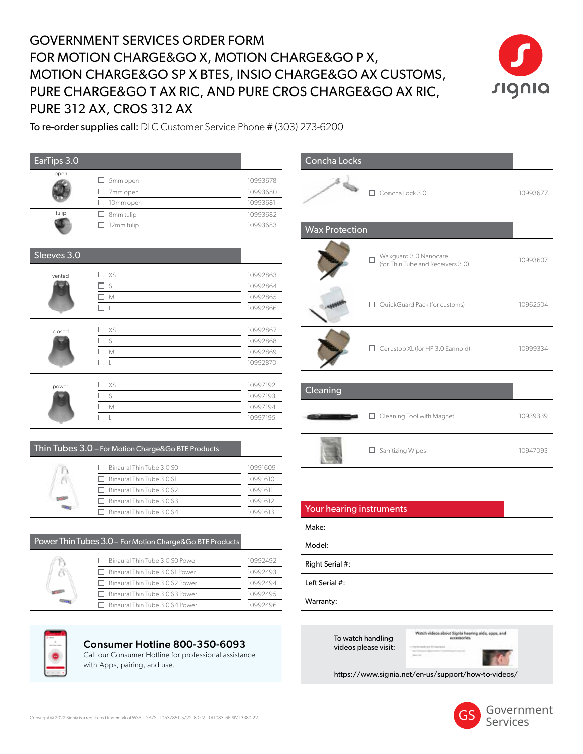# GOVERNMENT SERVICES ORDER FORM FOR MOTION CHARGE&GO X, MOTION CHARGE&GO P X, MOTION CHARGE&GO SP X BTES, INSIO CHARGE&GO AX CUSTOMS, PURE CHARGE&GO T AX RIC, AND PURE CROS CHARGE&GO AX RIC, PURE 312 AX, CROS 312 AX

**To re-order supplies call:** DLC Customer Service Phone # (303) 273-6200

## EarTips 3.0

| | | |
|---|---|---|
| open | ☐ 5mm open | 10993678 |
| | ☐ 7mm open | 10993680 |
| | ☐ 10mm open | 10993681 |
| tulip | ☐ 8mm tulip | 10993682 |
| | ☐ 12mm tulip | 10993683 |

## Sleeves 3.0

| | | |
|---|---|---|
| vented | ☐ XS | 10992863 |
| | ☐ S | 10992864 |
| | ☐ M | 10992865 |
| | ☐ L | 10992866 |
| closed | ☐ XS | 10992867 |
| | ☐ S | 10992868 |
| | ☐ M | 10992869 |
| | ☐ L | 10992870 |
| power | ☐ XS | 10997192 |
| | ☐ S | 10997193 |
| | ☐ M | 10997194 |
| | ☐ L | 10997195 |

## Thin Tubes 3.0 – For Motion Charge&Go BTE Products

| | |
|---|---|
| ☐ Binaural Thin Tube 3.0 S0 | 10991609 |
| ☐ Binaural Thin Tube 3.0 S1 | 10991610 |
| ☐ Binaural Thin Tube 3.0 S2 | 10991611 |
| ☐ Binaural Thin Tube 3.0 S3 | 10991612 |
| ☐ Binaural Thin Tube 3.0 S4 | 10991613 |

## Power Thin Tubes 3.0 – For Motion Charge&Go BTE Products

| | |
|---|---|
| ☐ Binaural Thin Tube 3.0 S0 Power | 10992492 |
| ☐ Binaural Thin Tube 3.0 S1 Power | 10992493 |
| ☐ Binaural Thin Tube 3.0 S2 Power | 10992494 |
| ☐ Binaural Thin Tube 3.0 S3 Power | 10992495 |
| ☐ Binaural Thin Tube 3.0 S4 Power | 10992496 |

## Concha Locks

| | |
|---|---|
| ☐ Concha Lock 3.0 | 10993677 |

## Wax Protection

| | |
|---|---|
| ☐ Waxguard 3.0 Nanocare (for Thin Tube and Receivers 3.0) | 10993607 |
| ☐ QuickGuard Pack (for customs) | 10962504 |
| ☐ Cerustop XL (for HP 3.0 Earmold) | 10999334 |

## Cleaning

| | |
|---|---|
| ☐ Cleaning Tool with Magnet | 10939339 |
| ☐ Sanitizing Wipes | 10947093 |

## Your hearing instruments

Make:

Model:

Right Serial #:

Left Serial #:

Warranty:

**Consumer Hotline 800-350-6093**

Call our Consumer Hotline for professional assistance with Apps, pairing, and use.

To watch handling videos please visit:

https://www.signia.net/en-us/support/how-to-videos/

Copyright © 2022 Signia is a registered trademark of WSAUD A/S. 10537851 5/22 8.0 V11011083 6K SIV-13380-22

Government Services